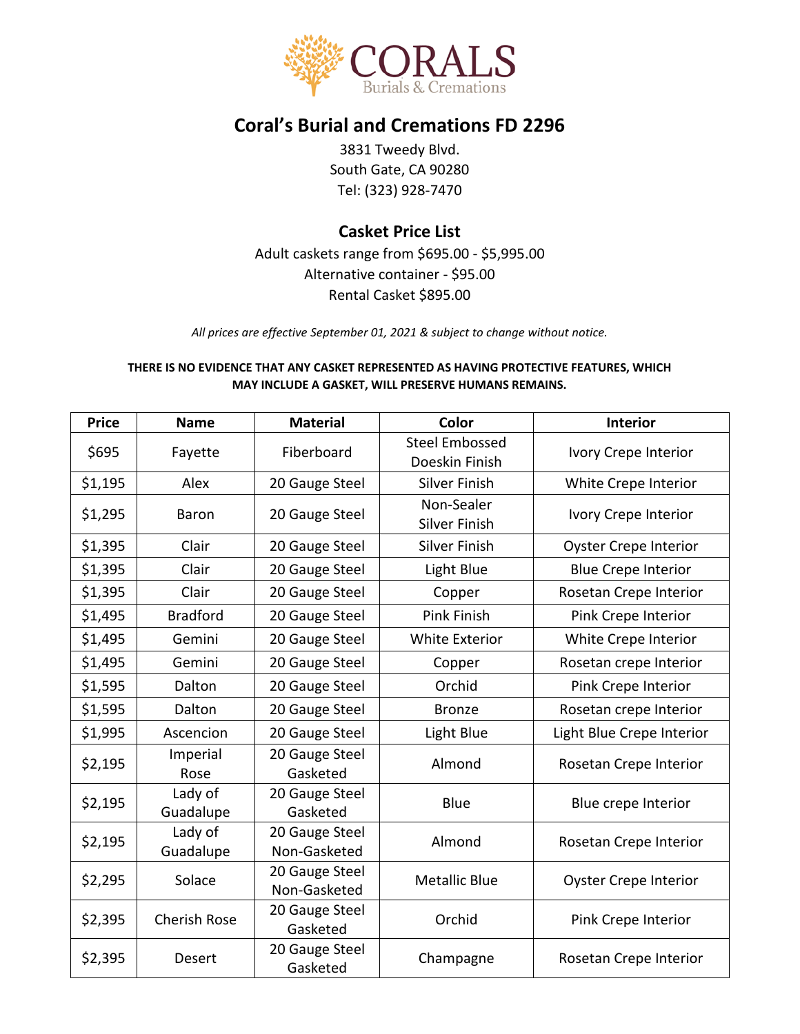CORALS
Burials & Cremations

# Coral's Burial and Cremations FD 2296

3831 Tweedy Blvd.
South Gate, CA 90280
Tel: (323) 928-7470

## Casket Price List

Adult caskets range from $695.00 - $5,995.00
Alternative container - $95.00
Rental Casket $895.00

*All prices are effective September 01, 2021 & subject to change without notice.*

**THERE IS NO EVIDENCE THAT ANY CASKET REPRESENTED AS HAVING PROTECTIVE FEATURES, WHICH MAY INCLUDE A GASKET, WILL PRESERVE HUMANS REMAINS.**

| Price | Name | Material | Color | Interior |
|---|---|---|---|---|
| $695 | Fayette | Fiberboard | Steel Embossed Doeskin Finish | Ivory Crepe Interior |
| $1,195 | Alex | 20 Gauge Steel | Silver Finish | White Crepe Interior |
| $1,295 | Baron | 20 Gauge Steel | Non-Sealer Silver Finish | Ivory Crepe Interior |
| $1,395 | Clair | 20 Gauge Steel | Silver Finish | Oyster Crepe Interior |
| $1,395 | Clair | 20 Gauge Steel | Light Blue | Blue Crepe Interior |
| $1,395 | Clair | 20 Gauge Steel | Copper | Rosetan Crepe Interior |
| $1,495 | Bradford | 20 Gauge Steel | Pink Finish | Pink Crepe Interior |
| $1,495 | Gemini | 20 Gauge Steel | White Exterior | White Crepe Interior |
| $1,495 | Gemini | 20 Gauge Steel | Copper | Rosetan crepe Interior |
| $1,595 | Dalton | 20 Gauge Steel | Orchid | Pink Crepe Interior |
| $1,595 | Dalton | 20 Gauge Steel | Bronze | Rosetan crepe Interior |
| $1,995 | Ascencion | 20 Gauge Steel | Light Blue | Light Blue Crepe Interior |
| $2,195 | Imperial Rose | 20 Gauge Steel Gasketed | Almond | Rosetan Crepe Interior |
| $2,195 | Lady of Guadalupe | 20 Gauge Steel Gasketed | Blue | Blue crepe Interior |
| $2,195 | Lady of Guadalupe | 20 Gauge Steel Non-Gasketed | Almond | Rosetan Crepe Interior |
| $2,295 | Solace | 20 Gauge Steel Non-Gasketed | Metallic Blue | Oyster Crepe Interior |
| $2,395 | Cherish Rose | 20 Gauge Steel Gasketed | Orchid | Pink Crepe Interior |
| $2,395 | Desert | 20 Gauge Steel Gasketed | Champagne | Rosetan Crepe Interior |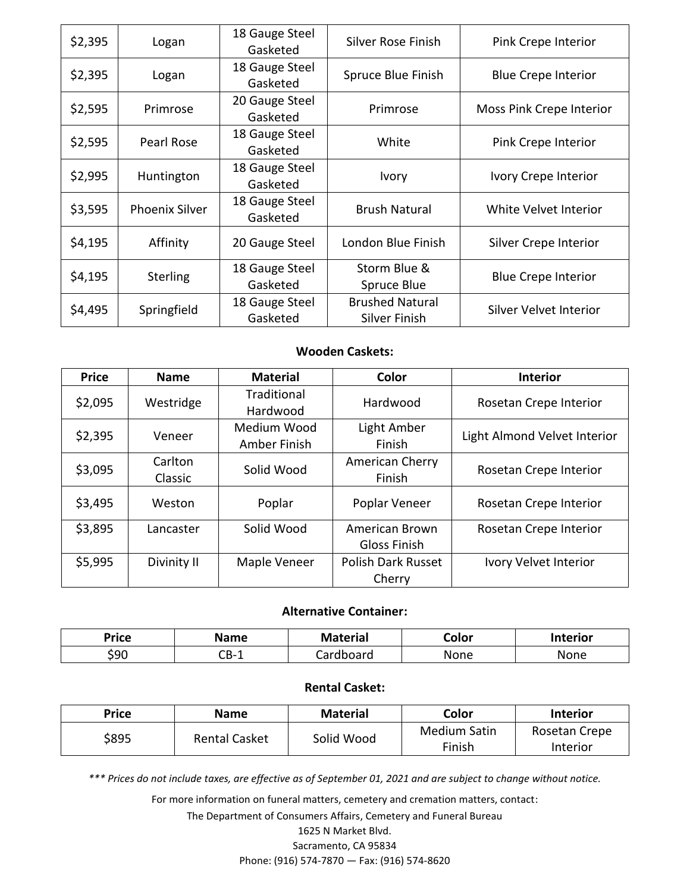| | | | | |
|---|---|---|---|---|
| $2,395 | Logan | 18 Gauge Steel Gasketed | Silver Rose Finish | Pink Crepe Interior |
| $2,395 | Logan | 18 Gauge Steel Gasketed | Spruce Blue Finish | Blue Crepe Interior |
| $2,595 | Primrose | 20 Gauge Steel Gasketed | Primrose | Moss Pink Crepe Interior |
| $2,595 | Pearl Rose | 18 Gauge Steel Gasketed | White | Pink Crepe Interior |
| $2,995 | Huntington | 18 Gauge Steel Gasketed | Ivory | Ivory Crepe Interior |
| $3,595 | Phoenix Silver | 18 Gauge Steel Gasketed | Brush Natural | White Velvet Interior |
| $4,195 | Affinity | 20 Gauge Steel | London Blue Finish | Silver Crepe Interior |
| $4,195 | Sterling | 18 Gauge Steel Gasketed | Storm Blue & Spruce Blue | Blue Crepe Interior |
| $4,495 | Springfield | 18 Gauge Steel Gasketed | Brushed Natural Silver Finish | Silver Velvet Interior |

**Wooden Caskets:**

| Price | Name | Material | Color | Interior |
|---|---|---|---|---|
| $2,095 | Westridge | Traditional Hardwood | Hardwood | Rosetan Crepe Interior |
| $2,395 | Veneer | Medium Wood Amber Finish | Light Amber Finish | Light Almond Velvet Interior |
| $3,095 | Carlton Classic | Solid Wood | American Cherry Finish | Rosetan Crepe Interior |
| $3,495 | Weston | Poplar | Poplar Veneer | Rosetan Crepe Interior |
| $3,895 | Lancaster | Solid Wood | American Brown Gloss Finish | Rosetan Crepe Interior |
| $5,995 | Divinity II | Maple Veneer | Polish Dark Russet Cherry | Ivory Velvet Interior |

**Alternative Container:**

| Price | Name | Material | Color | Interior |
|---|---|---|---|---|
| $90 | CB-1 | Cardboard | None | None |

**Rental Casket:**

| Price | Name | Material | Color | Interior |
|---|---|---|---|---|
| $895 | Rental Casket | Solid Wood | Medium Satin Finish | Rosetan Crepe Interior |

*\*\*\* Prices do not include taxes, are effective as of September 01, 2021 and are subject to change without notice.*

For more information on funeral matters, cemetery and cremation matters, contact:
The Department of Consumers Affairs, Cemetery and Funeral Bureau
1625 N Market Blvd.
Sacramento, CA 95834
Phone: (916) 574-7870 — Fax: (916) 574-8620